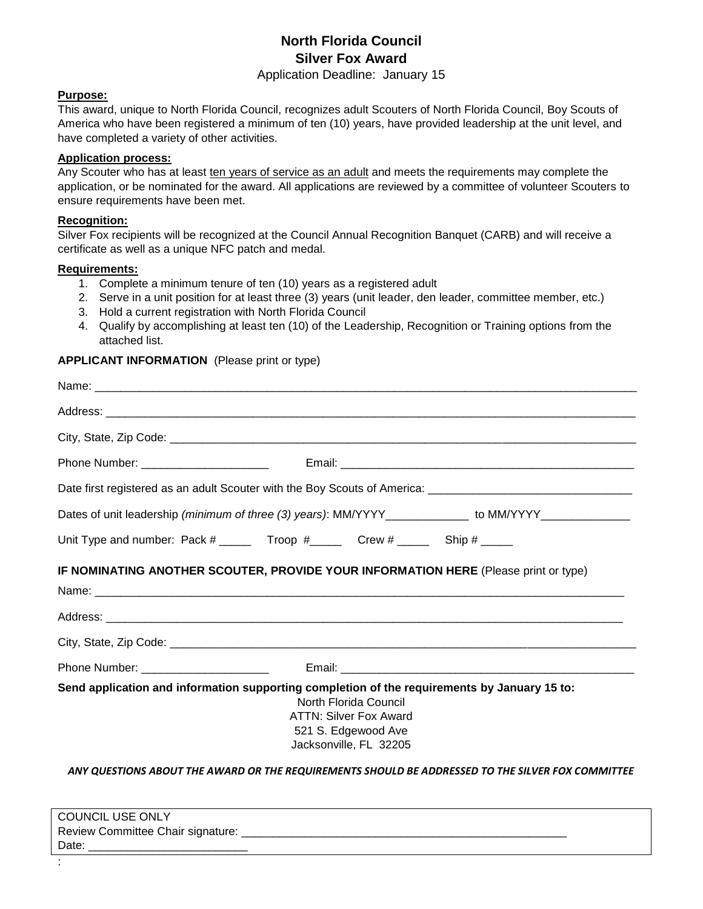# North Florida Council
## Silver Fox Award

Application Deadline: January 15

**Purpose:**
This award, unique to North Florida Council, recognizes adult Scouters of North Florida Council, Boy Scouts of America who have been registered a minimum of ten (10) years, have provided leadership at the unit level, and have completed a variety of other activities.

**Application process:**
Any Scouter who has at least ten years of service as an adult and meets the requirements may complete the application, or be nominated for the award. All applications are reviewed by a committee of volunteer Scouters to ensure requirements have been met.

**Recognition:**
Silver Fox recipients will be recognized at the Council Annual Recognition Banquet (CARB) and will receive a certificate as well as a unique NFC patch and medal.

**Requirements:**
1. Complete a minimum tenure of ten (10) years as a registered adult
2. Serve in a unit position for at least three (3) years (unit leader, den leader, committee member, etc.)
3. Hold a current registration with North Florida Council
4. Qualify by accomplishing at least ten (10) of the Leadership, Recognition or Training options from the attached list.

**APPLICANT INFORMATION** (Please print or type)

Name: ______________________________________________

Address: ______________________________________________

City, State, Zip Code: ______________________________________________

Phone Number: ____________________ Email: ______________________________

Date first registered as an adult Scouter with the Boy Scouts of America: ______________________

Dates of unit leadership *(minimum of three (3) years)*: MM/YYYY_____________ to MM/YYYY_____________

Unit Type and number: Pack # _____ Troop #_____ Crew # _____ Ship # _____

**IF NOMINATING ANOTHER SCOUTER, PROVIDE YOUR INFORMATION HERE** (Please print or type)

Name: ______________________________________________

Address: ______________________________________________

City, State, Zip Code: ______________________________________________

Phone Number: ____________________ Email: ______________________________

**Send application and information supporting completion of the requirements by January 15 to:**

North Florida Council
ATTN: Silver Fox Award
521 S. Edgewood Ave
Jacksonville, FL 32205

***ANY QUESTIONS ABOUT THE AWARD OR THE REQUIREMENTS SHOULD BE ADDRESSED TO THE SILVER FOX COMMITTEE***

COUNCIL USE ONLY
Review Committee Chair signature: ______________________________
Date: ________________________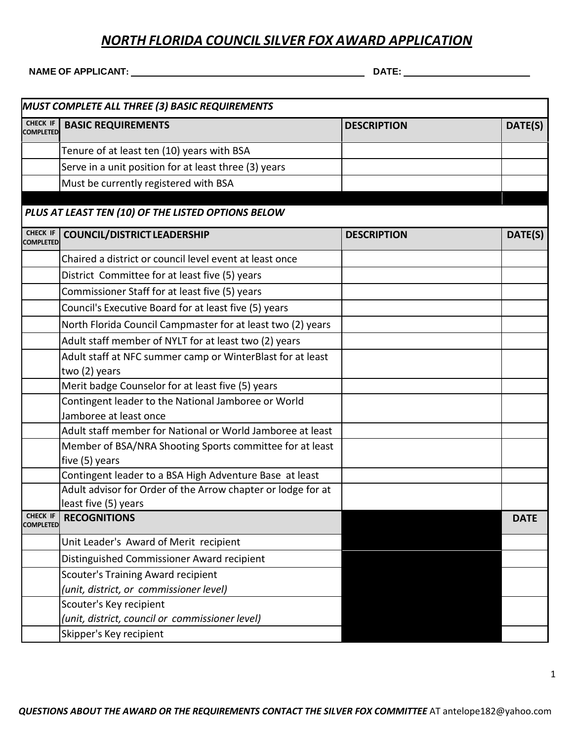## *NORTH FLORIDA COUNCIL SILVER FOX AWARD APPLICATION*

**NAME OF APPLICANT:** ______________________________ **DATE:** ________________

| *MUST COMPLETE ALL THREE (3) BASIC REQUIREMENTS* | | | |
|---|---|---|---|
| **CHECK IF COMPLETED** | **BASIC REQUIREMENTS** | **DESCRIPTION** | **DATE(S)** |
| | Tenure of at least ten (10) years with BSA | | |
| | Serve in a unit position for at least three (3) years | | |
| | Must be currently registered with BSA | | |
| | | | |
| *PLUS AT LEAST TEN (10) OF THE LISTED OPTIONS BELOW* | | | |
| **CHECK IF COMPLETED** | **COUNCIL/DISTRICT LEADERSHIP** | **DESCRIPTION** | **DATE(S)** |
| | Chaired a district or council level event at least once | | |
| | District Committee for at least five (5) years | | |
| | Commissioner Staff for at least five (5) years | | |
| | Council's Executive Board for at least five (5) years | | |
| | North Florida Council Campmaster for at least two (2) years | | |
| | Adult staff member of NYLT for at least two (2) years | | |
| | Adult staff at NFC summer camp or WinterBlast for at least two (2) years | | |
| | Merit badge Counselor for at least five (5) years | | |
| | Contingent leader to the National Jamboree or World Jamboree at least once | | |
| | Adult staff member for National or World Jamboree at least | | |
| | Member of BSA/NRA Shooting Sports committee for at least five (5) years | | |
| | Contingent leader to a BSA High Adventure Base at least | | |
| | Adult advisor for Order of the Arrow chapter or lodge for at least five (5) years | | |
| **CHECK IF COMPLETED** | **RECOGNITIONS** | | **DATE** |
| | Unit Leader's Award of Merit recipient | | |
| | Distinguished Commissioner Award recipient | | |
| | Scouter's Training Award recipient *(unit, district, or commissioner level)* | | |
| | Scouter's Key recipient *(unit, district, council or commissioner level)* | | |
| | Skipper's Key recipient | | |

***QUESTIONS ABOUT THE AWARD OR THE REQUIREMENTS CONTACT THE SILVER FOX COMMITTEE*** AT antelope182@yahoo.com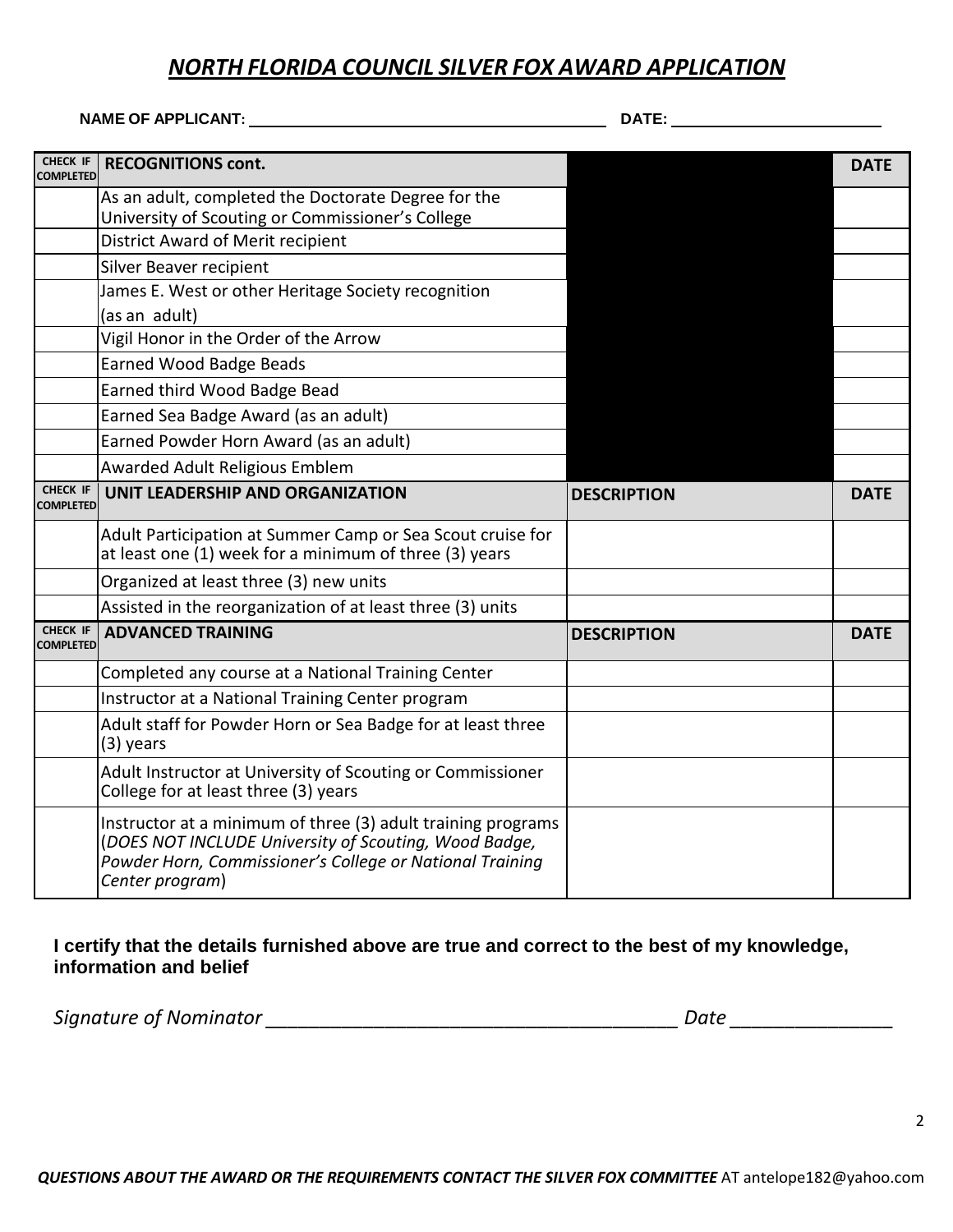# *NORTH FLORIDA COUNCIL SILVER FOX AWARD APPLICATION*

**NAME OF APPLICANT:** \_\_\_\_\_\_\_\_\_\_\_\_\_\_\_\_\_\_\_\_\_\_\_\_\_\_\_\_\_\_\_\_\_\_\_\_\_\_\_\_ **DATE:** \_\_\_\_\_\_\_\_\_\_\_\_\_\_\_\_\_\_\_\_\_\_\_\_

| CHECK IF COMPLETED | RECOGNITIONS cont. | | DATE |
|---|---|---|---|
| | As an adult, completed the Doctorate Degree for the University of Scouting or Commissioner's College | | |
| | District Award of Merit recipient | | |
| | Silver Beaver recipient | | |
| | James E. West or other Heritage Society recognition (as an adult) | | |
| | Vigil Honor in the Order of the Arrow | | |
| | Earned Wood Badge Beads | | |
| | Earned third Wood Badge Bead | | |
| | Earned Sea Badge Award (as an adult) | | |
| | Earned Powder Horn Award (as an adult) | | |
| | Awarded Adult Religious Emblem | | |
| **CHECK IF COMPLETED** | **UNIT LEADERSHIP AND ORGANIZATION** | **DESCRIPTION** | **DATE** |
| | Adult Participation at Summer Camp or Sea Scout cruise for at least one (1) week for a minimum of three (3) years | | |
| | Organized at least three (3) new units | | |
| | Assisted in the reorganization of at least three (3) units | | |
| **CHECK IF COMPLETED** | **ADVANCED TRAINING** | **DESCRIPTION** | **DATE** |
| | Completed any course at a National Training Center | | |
| | Instructor at a National Training Center program | | |
| | Adult staff for Powder Horn or Sea Badge for at least three (3) years | | |
| | Adult Instructor at University of Scouting or Commissioner College for at least three (3) years | | |
| | Instructor at a minimum of three (3) adult training programs (*DOES NOT INCLUDE University of Scouting, Wood Badge, Powder Horn, Commissioner's College or National Training Center program*) | | |

**I certify that the details furnished above are true and correct to the best of my knowledge, information and belief**

*Signature of Nominator* \_\_\_\_\_\_\_\_\_\_\_\_\_\_\_\_\_\_\_\_\_\_\_\_\_\_\_\_\_\_\_\_\_\_\_\_\_\_\_\_ *Date* \_\_\_\_\_\_\_\_\_\_\_\_\_\_\_\_

***QUESTIONS ABOUT THE AWARD OR THE REQUIREMENTS CONTACT THE SILVER FOX COMMITTEE*** AT antelope182@yahoo.com